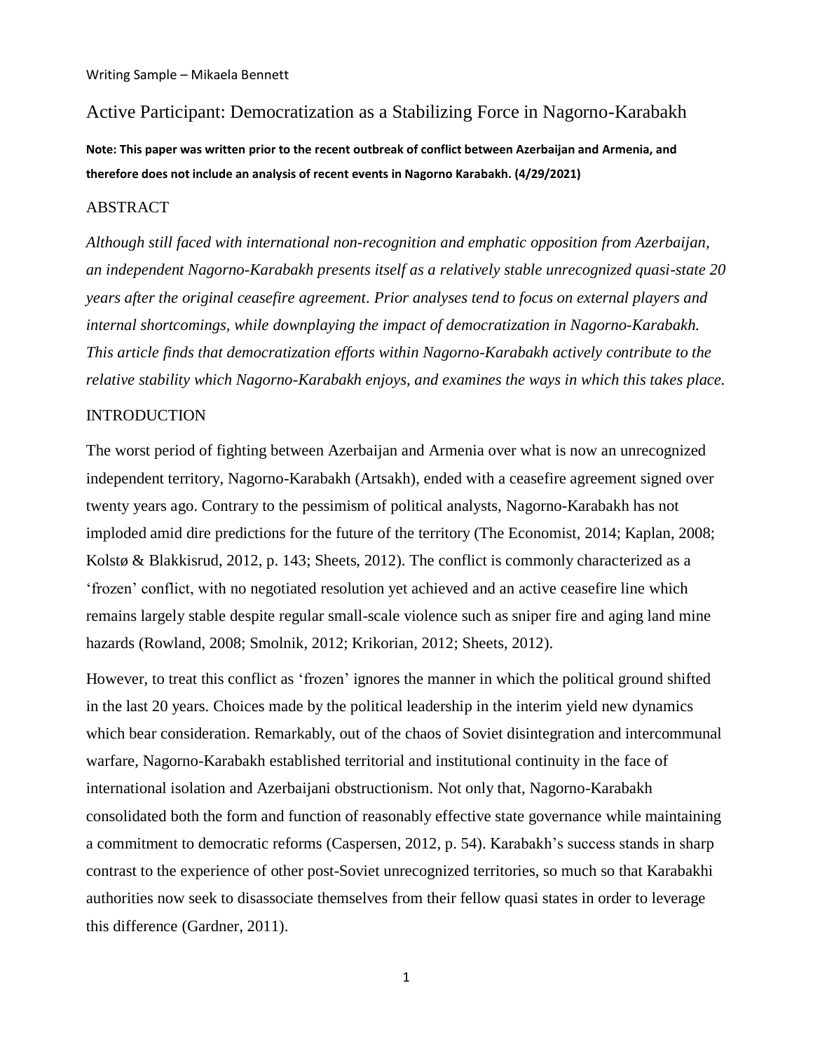Writing Sample – Mikaela Bennett

# Active Participant: Democratization as a Stabilizing Force in Nagorno-Karabakh

**Note: This paper was written prior to the recent outbreak of conflict between Azerbaijan and Armenia, and therefore does not include an analysis of recent events in Nagorno Karabakh. (4/29/2021)**

## ABSTRACT

*Although still faced with international non-recognition and emphatic opposition from Azerbaijan, an independent Nagorno-Karabakh presents itself as a relatively stable unrecognized quasi-state 20 years after the original ceasefire agreement. Prior analyses tend to focus on external players and internal shortcomings, while downplaying the impact of democratization in Nagorno-Karabakh. This article finds that democratization efforts within Nagorno-Karabakh actively contribute to the relative stability which Nagorno-Karabakh enjoys, and examines the ways in which this takes place.*

## INTRODUCTION

The worst period of fighting between Azerbaijan and Armenia over what is now an unrecognized independent territory, Nagorno-Karabakh (Artsakh), ended with a ceasefire agreement signed over twenty years ago. Contrary to the pessimism of political analysts, Nagorno-Karabakh has not imploded amid dire predictions for the future of the territory (The Economist, 2014; Kaplan, 2008; Kolstø & Blakkisrud, 2012, p. 143; Sheets, 2012). The conflict is commonly characterized as a 'frozen' conflict, with no negotiated resolution yet achieved and an active ceasefire line which remains largely stable despite regular small-scale violence such as sniper fire and aging land mine hazards (Rowland, 2008; Smolnik, 2012; Krikorian, 2012; Sheets, 2012).

However, to treat this conflict as 'frozen' ignores the manner in which the political ground shifted in the last 20 years. Choices made by the political leadership in the interim yield new dynamics which bear consideration. Remarkably, out of the chaos of Soviet disintegration and intercommunal warfare, Nagorno-Karabakh established territorial and institutional continuity in the face of international isolation and Azerbaijani obstructionism. Not only that, Nagorno-Karabakh consolidated both the form and function of reasonably effective state governance while maintaining a commitment to democratic reforms (Caspersen, 2012, p. 54). Karabakh's success stands in sharp contrast to the experience of other post-Soviet unrecognized territories, so much so that Karabakhi authorities now seek to disassociate themselves from their fellow quasi states in order to leverage this difference (Gardner, 2011).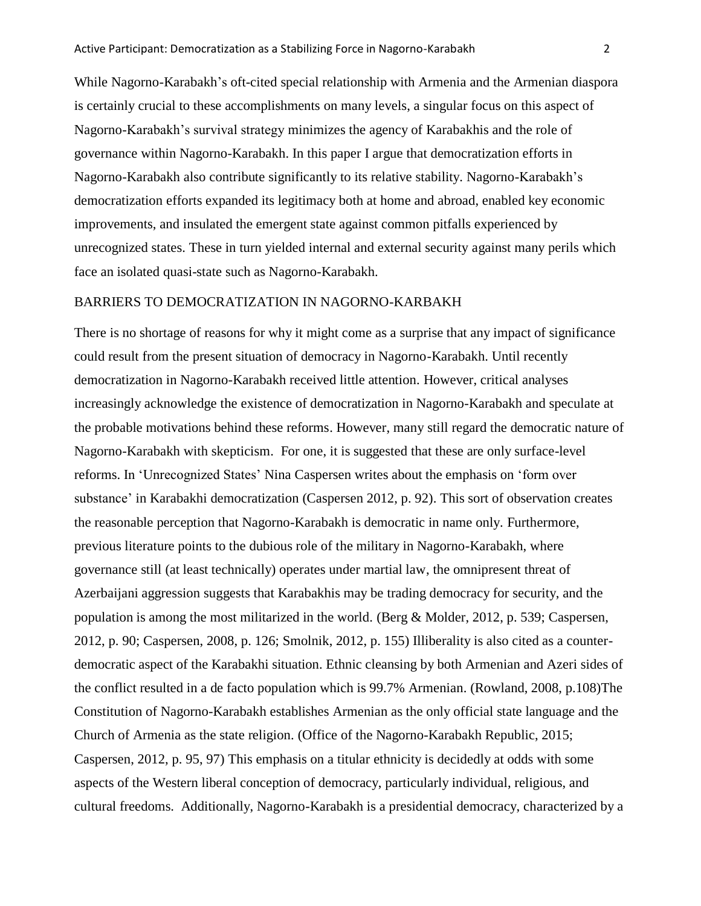While Nagorno-Karabakh's oft-cited special relationship with Armenia and the Armenian diaspora is certainly crucial to these accomplishments on many levels, a singular focus on this aspect of Nagorno-Karabakh's survival strategy minimizes the agency of Karabakhis and the role of governance within Nagorno-Karabakh. In this paper I argue that democratization efforts in Nagorno-Karabakh also contribute significantly to its relative stability. Nagorno-Karabakh's democratization efforts expanded its legitimacy both at home and abroad, enabled key economic improvements, and insulated the emergent state against common pitfalls experienced by unrecognized states. These in turn yielded internal and external security against many perils which face an isolated quasi-state such as Nagorno-Karabakh.

## BARRIERS TO DEMOCRATIZATION IN NAGORNO-KARBAKH

There is no shortage of reasons for why it might come as a surprise that any impact of significance could result from the present situation of democracy in Nagorno-Karabakh. Until recently democratization in Nagorno-Karabakh received little attention. However, critical analyses increasingly acknowledge the existence of democratization in Nagorno-Karabakh and speculate at the probable motivations behind these reforms. However, many still regard the democratic nature of Nagorno-Karabakh with skepticism. For one, it is suggested that these are only surface-level reforms. In 'Unrecognized States' Nina Caspersen writes about the emphasis on 'form over substance' in Karabakhi democratization (Caspersen 2012, p. 92). This sort of observation creates the reasonable perception that Nagorno-Karabakh is democratic in name only. Furthermore, previous literature points to the dubious role of the military in Nagorno-Karabakh, where governance still (at least technically) operates under martial law, the omnipresent threat of Azerbaijani aggression suggests that Karabakhis may be trading democracy for security, and the population is among the most militarized in the world. (Berg & Molder, 2012, p. 539; Caspersen, 2012, p. 90; Caspersen, 2008, p. 126; Smolnik, 2012, p. 155) Illiberality is also cited as a counter-democratic aspect of the Karabakhi situation. Ethnic cleansing by both Armenian and Azeri sides of the conflict resulted in a de facto population which is 99.7% Armenian. (Rowland, 2008, p.108)The Constitution of Nagorno-Karabakh establishes Armenian as the only official state language and the Church of Armenia as the state religion. (Office of the Nagorno-Karabakh Republic, 2015; Caspersen, 2012, p. 95, 97) This emphasis on a titular ethnicity is decidedly at odds with some aspects of the Western liberal conception of democracy, particularly individual, religious, and cultural freedoms. Additionally, Nagorno-Karabakh is a presidential democracy, characterized by a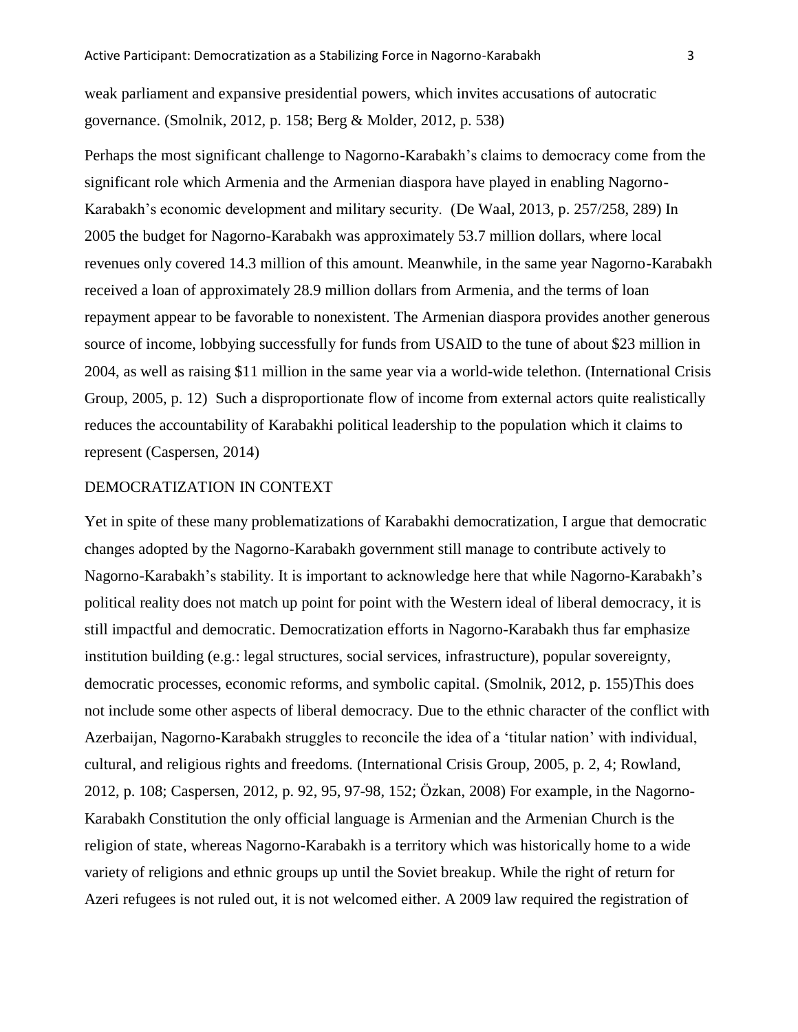weak parliament and expansive presidential powers, which invites accusations of autocratic governance. (Smolnik, 2012, p. 158; Berg & Molder, 2012, p. 538)

Perhaps the most significant challenge to Nagorno-Karabakh's claims to democracy come from the significant role which Armenia and the Armenian diaspora have played in enabling Nagorno-Karabakh's economic development and military security. (De Waal, 2013, p. 257/258, 289) In 2005 the budget for Nagorno-Karabakh was approximately 53.7 million dollars, where local revenues only covered 14.3 million of this amount. Meanwhile, in the same year Nagorno-Karabakh received a loan of approximately 28.9 million dollars from Armenia, and the terms of loan repayment appear to be favorable to nonexistent. The Armenian diaspora provides another generous source of income, lobbying successfully for funds from USAID to the tune of about $23 million in 2004, as well as raising $11 million in the same year via a world-wide telethon. (International Crisis Group, 2005, p. 12) Such a disproportionate flow of income from external actors quite realistically reduces the accountability of Karabakhi political leadership to the population which it claims to represent (Caspersen, 2014)

## DEMOCRATIZATION IN CONTEXT

Yet in spite of these many problematizations of Karabakhi democratization, I argue that democratic changes adopted by the Nagorno-Karabakh government still manage to contribute actively to Nagorno-Karabakh's stability. It is important to acknowledge here that while Nagorno-Karabakh's political reality does not match up point for point with the Western ideal of liberal democracy, it is still impactful and democratic. Democratization efforts in Nagorno-Karabakh thus far emphasize institution building (e.g.: legal structures, social services, infrastructure), popular sovereignty, democratic processes, economic reforms, and symbolic capital. (Smolnik, 2012, p. 155)This does not include some other aspects of liberal democracy. Due to the ethnic character of the conflict with Azerbaijan, Nagorno-Karabakh struggles to reconcile the idea of a 'titular nation' with individual, cultural, and religious rights and freedoms. (International Crisis Group, 2005, p. 2, 4; Rowland, 2012, p. 108; Caspersen, 2012, p. 92, 95, 97-98, 152; Özkan, 2008) For example, in the Nagorno-Karabakh Constitution the only official language is Armenian and the Armenian Church is the religion of state, whereas Nagorno-Karabakh is a territory which was historically home to a wide variety of religions and ethnic groups up until the Soviet breakup. While the right of return for Azeri refugees is not ruled out, it is not welcomed either. A 2009 law required the registration of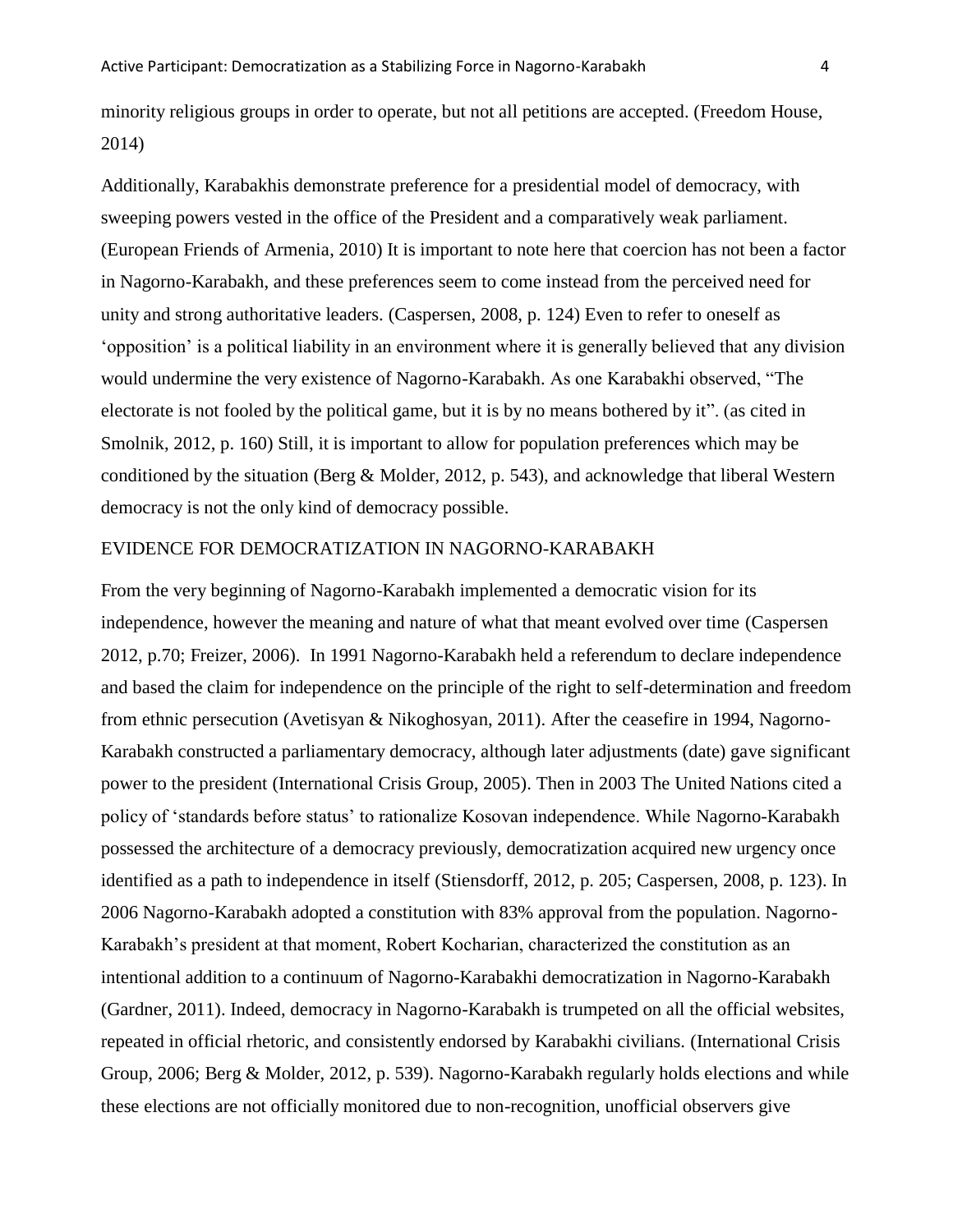minority religious groups in order to operate, but not all petitions are accepted. (Freedom House, 2014)

Additionally, Karabakhis demonstrate preference for a presidential model of democracy, with sweeping powers vested in the office of the President and a comparatively weak parliament. (European Friends of Armenia, 2010) It is important to note here that coercion has not been a factor in Nagorno-Karabakh, and these preferences seem to come instead from the perceived need for unity and strong authoritative leaders. (Caspersen, 2008, p. 124) Even to refer to oneself as 'opposition' is a political liability in an environment where it is generally believed that any division would undermine the very existence of Nagorno-Karabakh. As one Karabakhi observed, "The electorate is not fooled by the political game, but it is by no means bothered by it". (as cited in Smolnik, 2012, p. 160) Still, it is important to allow for population preferences which may be conditioned by the situation (Berg & Molder, 2012, p. 543), and acknowledge that liberal Western democracy is not the only kind of democracy possible.

## EVIDENCE FOR DEMOCRATIZATION IN NAGORNO-KARABAKH

From the very beginning of Nagorno-Karabakh implemented a democratic vision for its independence, however the meaning and nature of what that meant evolved over time (Caspersen 2012, p.70; Freizer, 2006). In 1991 Nagorno-Karabakh held a referendum to declare independence and based the claim for independence on the principle of the right to self-determination and freedom from ethnic persecution (Avetisyan & Nikoghosyan, 2011). After the ceasefire in 1994, Nagorno-Karabakh constructed a parliamentary democracy, although later adjustments (date) gave significant power to the president (International Crisis Group, 2005). Then in 2003 The United Nations cited a policy of 'standards before status' to rationalize Kosovan independence. While Nagorno-Karabakh possessed the architecture of a democracy previously, democratization acquired new urgency once identified as a path to independence in itself (Stiensdorff, 2012, p. 205; Caspersen, 2008, p. 123). In 2006 Nagorno-Karabakh adopted a constitution with 83% approval from the population. Nagorno-Karabakh's president at that moment, Robert Kocharian, characterized the constitution as an intentional addition to a continuum of Nagorno-Karabakhi democratization in Nagorno-Karabakh (Gardner, 2011). Indeed, democracy in Nagorno-Karabakh is trumpeted on all the official websites, repeated in official rhetoric, and consistently endorsed by Karabakhi civilians. (International Crisis Group, 2006; Berg & Molder, 2012, p. 539). Nagorno-Karabakh regularly holds elections and while these elections are not officially monitored due to non-recognition, unofficial observers give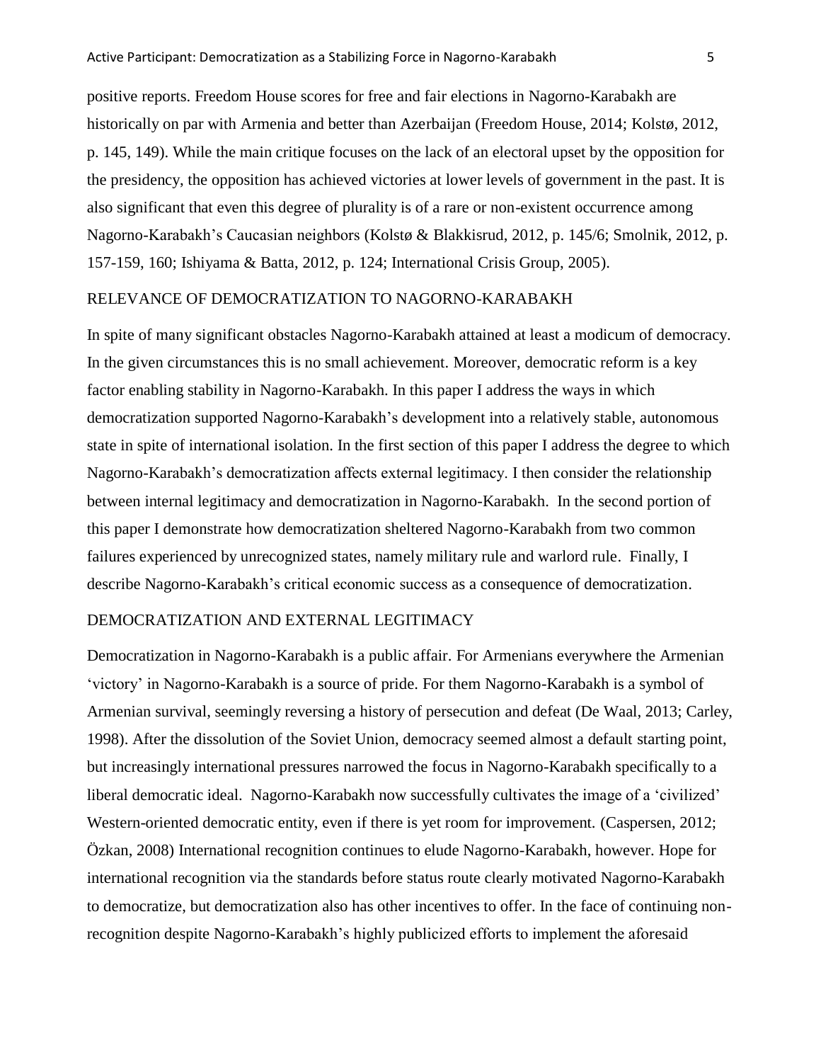positive reports. Freedom House scores for free and fair elections in Nagorno-Karabakh are historically on par with Armenia and better than Azerbaijan (Freedom House, 2014; Kolstø, 2012, p. 145, 149). While the main critique focuses on the lack of an electoral upset by the opposition for the presidency, the opposition has achieved victories at lower levels of government in the past. It is also significant that even this degree of plurality is of a rare or non-existent occurrence among Nagorno-Karabakh's Caucasian neighbors (Kolstø & Blakkisrud, 2012, p. 145/6; Smolnik, 2012, p. 157-159, 160; Ishiyama & Batta, 2012, p. 124; International Crisis Group, 2005).

## RELEVANCE OF DEMOCRATIZATION TO NAGORNO-KARABAKH

In spite of many significant obstacles Nagorno-Karabakh attained at least a modicum of democracy. In the given circumstances this is no small achievement. Moreover, democratic reform is a key factor enabling stability in Nagorno-Karabakh. In this paper I address the ways in which democratization supported Nagorno-Karabakh's development into a relatively stable, autonomous state in spite of international isolation. In the first section of this paper I address the degree to which Nagorno-Karabakh's democratization affects external legitimacy. I then consider the relationship between internal legitimacy and democratization in Nagorno-Karabakh. In the second portion of this paper I demonstrate how democratization sheltered Nagorno-Karabakh from two common failures experienced by unrecognized states, namely military rule and warlord rule. Finally, I describe Nagorno-Karabakh's critical economic success as a consequence of democratization.

## DEMOCRATIZATION AND EXTERNAL LEGITIMACY

Democratization in Nagorno-Karabakh is a public affair. For Armenians everywhere the Armenian 'victory' in Nagorno-Karabakh is a source of pride. For them Nagorno-Karabakh is a symbol of Armenian survival, seemingly reversing a history of persecution and defeat (De Waal, 2013; Carley, 1998). After the dissolution of the Soviet Union, democracy seemed almost a default starting point, but increasingly international pressures narrowed the focus in Nagorno-Karabakh specifically to a liberal democratic ideal. Nagorno-Karabakh now successfully cultivates the image of a 'civilized' Western-oriented democratic entity, even if there is yet room for improvement. (Caspersen, 2012; Özkan, 2008) International recognition continues to elude Nagorno-Karabakh, however. Hope for international recognition via the standards before status route clearly motivated Nagorno-Karabakh to democratize, but democratization also has other incentives to offer. In the face of continuing non-recognition despite Nagorno-Karabakh's highly publicized efforts to implement the aforesaid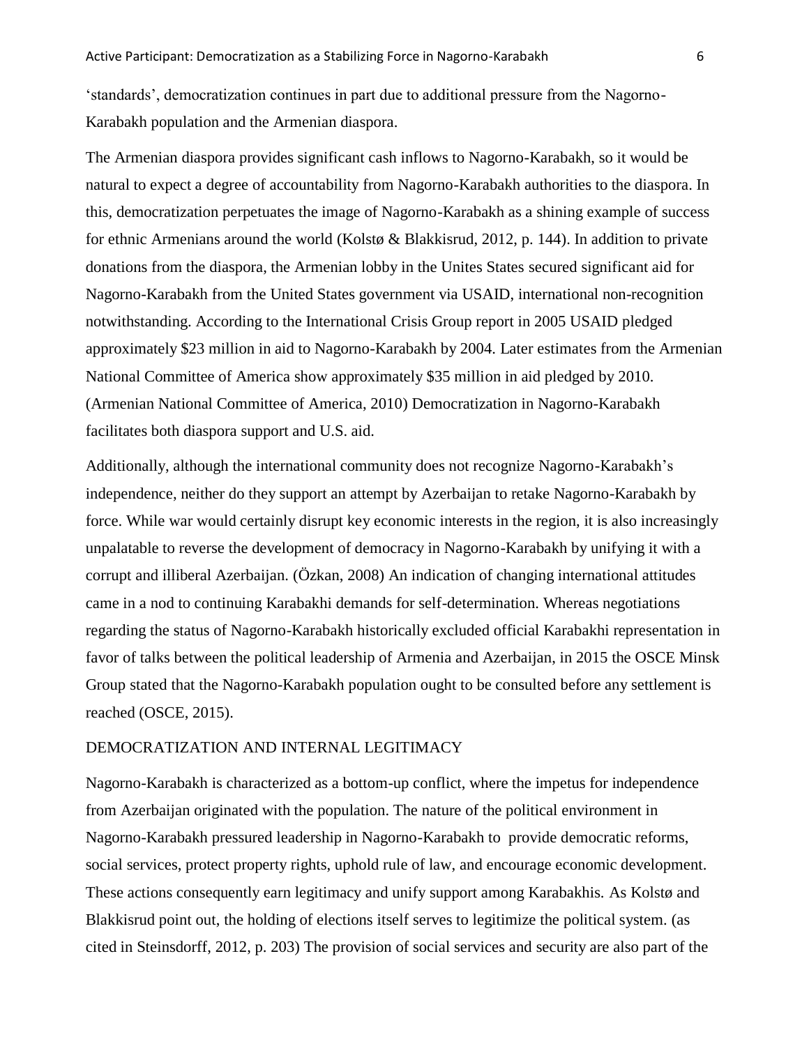'standards', democratization continues in part due to additional pressure from the Nagorno-Karabakh population and the Armenian diaspora.

The Armenian diaspora provides significant cash inflows to Nagorno-Karabakh, so it would be natural to expect a degree of accountability from Nagorno-Karabakh authorities to the diaspora. In this, democratization perpetuates the image of Nagorno-Karabakh as a shining example of success for ethnic Armenians around the world (Kolstø & Blakkisrud, 2012, p. 144). In addition to private donations from the diaspora, the Armenian lobby in the Unites States secured significant aid for Nagorno-Karabakh from the United States government via USAID, international non-recognition notwithstanding. According to the International Crisis Group report in 2005 USAID pledged approximately $23 million in aid to Nagorno-Karabakh by 2004. Later estimates from the Armenian National Committee of America show approximately $35 million in aid pledged by 2010. (Armenian National Committee of America, 2010) Democratization in Nagorno-Karabakh facilitates both diaspora support and U.S. aid.

Additionally, although the international community does not recognize Nagorno-Karabakh's independence, neither do they support an attempt by Azerbaijan to retake Nagorno-Karabakh by force. While war would certainly disrupt key economic interests in the region, it is also increasingly unpalatable to reverse the development of democracy in Nagorno-Karabakh by unifying it with a corrupt and illiberal Azerbaijan. (Özkan, 2008) An indication of changing international attitudes came in a nod to continuing Karabakhi demands for self-determination. Whereas negotiations regarding the status of Nagorno-Karabakh historically excluded official Karabakhi representation in favor of talks between the political leadership of Armenia and Azerbaijan, in 2015 the OSCE Minsk Group stated that the Nagorno-Karabakh population ought to be consulted before any settlement is reached (OSCE, 2015).

## DEMOCRATIZATION AND INTERNAL LEGITIMACY

Nagorno-Karabakh is characterized as a bottom-up conflict, where the impetus for independence from Azerbaijan originated with the population. The nature of the political environment in Nagorno-Karabakh pressured leadership in Nagorno-Karabakh to provide democratic reforms, social services, protect property rights, uphold rule of law, and encourage economic development. These actions consequently earn legitimacy and unify support among Karabakhis. As Kolstø and Blakkisrud point out, the holding of elections itself serves to legitimize the political system. (as cited in Steinsdorff, 2012, p. 203) The provision of social services and security are also part of the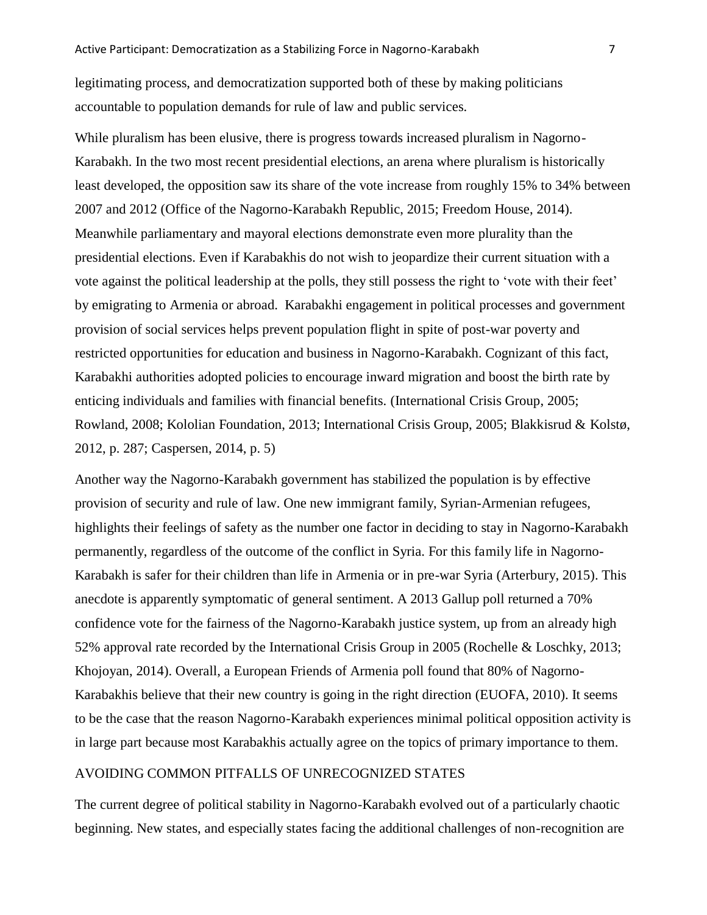legitimating process, and democratization supported both of these by making politicians accountable to population demands for rule of law and public services.

While pluralism has been elusive, there is progress towards increased pluralism in Nagorno-Karabakh. In the two most recent presidential elections, an arena where pluralism is historically least developed, the opposition saw its share of the vote increase from roughly 15% to 34% between 2007 and 2012 (Office of the Nagorno-Karabakh Republic, 2015; Freedom House, 2014). Meanwhile parliamentary and mayoral elections demonstrate even more plurality than the presidential elections. Even if Karabakhis do not wish to jeopardize their current situation with a vote against the political leadership at the polls, they still possess the right to 'vote with their feet' by emigrating to Armenia or abroad. Karabakhi engagement in political processes and government provision of social services helps prevent population flight in spite of post-war poverty and restricted opportunities for education and business in Nagorno-Karabakh. Cognizant of this fact, Karabakhi authorities adopted policies to encourage inward migration and boost the birth rate by enticing individuals and families with financial benefits. (International Crisis Group, 2005; Rowland, 2008; Kololian Foundation, 2013; International Crisis Group, 2005; Blakkisrud & Kolstø, 2012, p. 287; Caspersen, 2014, p. 5)

Another way the Nagorno-Karabakh government has stabilized the population is by effective provision of security and rule of law. One new immigrant family, Syrian-Armenian refugees, highlights their feelings of safety as the number one factor in deciding to stay in Nagorno-Karabakh permanently, regardless of the outcome of the conflict in Syria. For this family life in Nagorno-Karabakh is safer for their children than life in Armenia or in pre-war Syria (Arterbury, 2015). This anecdote is apparently symptomatic of general sentiment. A 2013 Gallup poll returned a 70% confidence vote for the fairness of the Nagorno-Karabakh justice system, up from an already high 52% approval rate recorded by the International Crisis Group in 2005 (Rochelle & Loschky, 2013; Khojoyan, 2014). Overall, a European Friends of Armenia poll found that 80% of Nagorno-Karabakhis believe that their new country is going in the right direction (EUOFA, 2010). It seems to be the case that the reason Nagorno-Karabakh experiences minimal political opposition activity is in large part because most Karabakhis actually agree on the topics of primary importance to them.

## AVOIDING COMMON PITFALLS OF UNRECOGNIZED STATES

The current degree of political stability in Nagorno-Karabakh evolved out of a particularly chaotic beginning. New states, and especially states facing the additional challenges of non-recognition are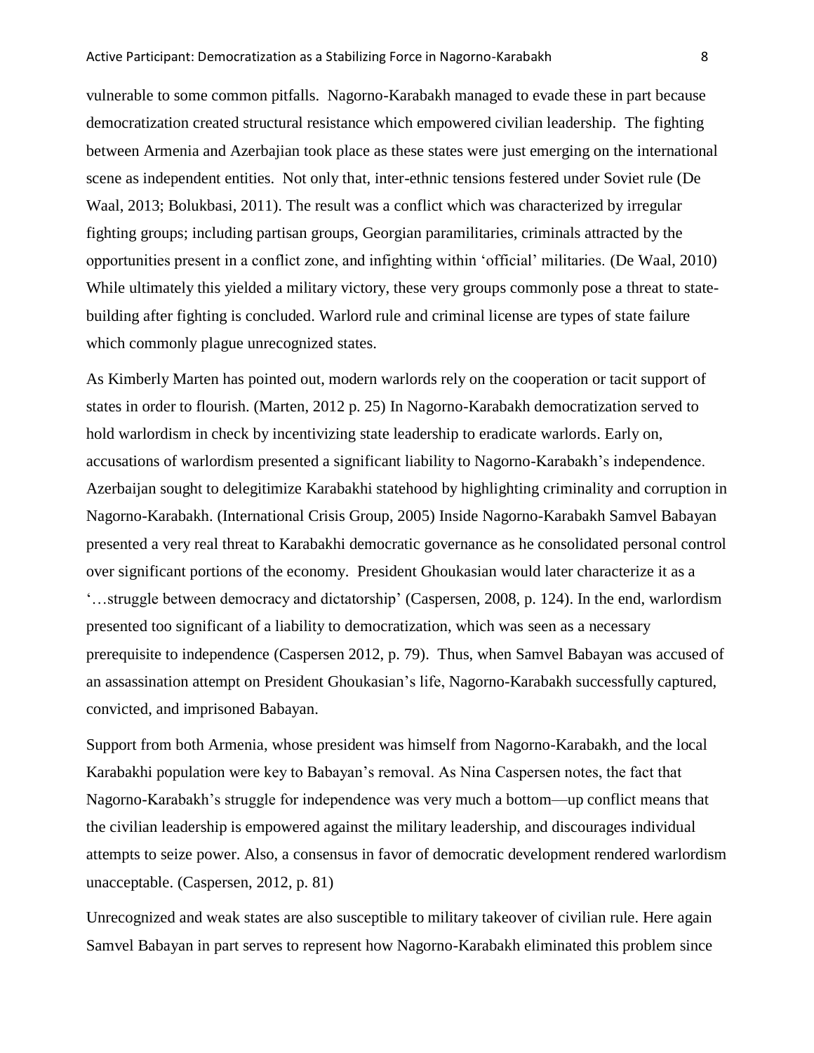vulnerable to some common pitfalls. Nagorno-Karabakh managed to evade these in part because democratization created structural resistance which empowered civilian leadership. The fighting between Armenia and Azerbajian took place as these states were just emerging on the international scene as independent entities. Not only that, inter-ethnic tensions festered under Soviet rule (De Waal, 2013; Bolukbasi, 2011). The result was a conflict which was characterized by irregular fighting groups; including partisan groups, Georgian paramilitaries, criminals attracted by the opportunities present in a conflict zone, and infighting within 'official' militaries. (De Waal, 2010) While ultimately this yielded a military victory, these very groups commonly pose a threat to state-building after fighting is concluded. Warlord rule and criminal license are types of state failure which commonly plague unrecognized states.

As Kimberly Marten has pointed out, modern warlords rely on the cooperation or tacit support of states in order to flourish. (Marten, 2012 p. 25) In Nagorno-Karabakh democratization served to hold warlordism in check by incentivizing state leadership to eradicate warlords. Early on, accusations of warlordism presented a significant liability to Nagorno-Karabakh's independence. Azerbaijan sought to delegitimize Karabakhi statehood by highlighting criminality and corruption in Nagorno-Karabakh. (International Crisis Group, 2005) Inside Nagorno-Karabakh Samvel Babayan presented a very real threat to Karabakhi democratic governance as he consolidated personal control over significant portions of the economy. President Ghoukasian would later characterize it as a '…struggle between democracy and dictatorship' (Caspersen, 2008, p. 124). In the end, warlordism presented too significant of a liability to democratization, which was seen as a necessary prerequisite to independence (Caspersen 2012, p. 79). Thus, when Samvel Babayan was accused of an assassination attempt on President Ghoukasian's life, Nagorno-Karabakh successfully captured, convicted, and imprisoned Babayan.

Support from both Armenia, whose president was himself from Nagorno-Karabakh, and the local Karabakhi population were key to Babayan's removal. As Nina Caspersen notes, the fact that Nagorno-Karabakh's struggle for independence was very much a bottom—up conflict means that the civilian leadership is empowered against the military leadership, and discourages individual attempts to seize power. Also, a consensus in favor of democratic development rendered warlordism unacceptable. (Caspersen, 2012, p. 81)

Unrecognized and weak states are also susceptible to military takeover of civilian rule. Here again Samvel Babayan in part serves to represent how Nagorno-Karabakh eliminated this problem since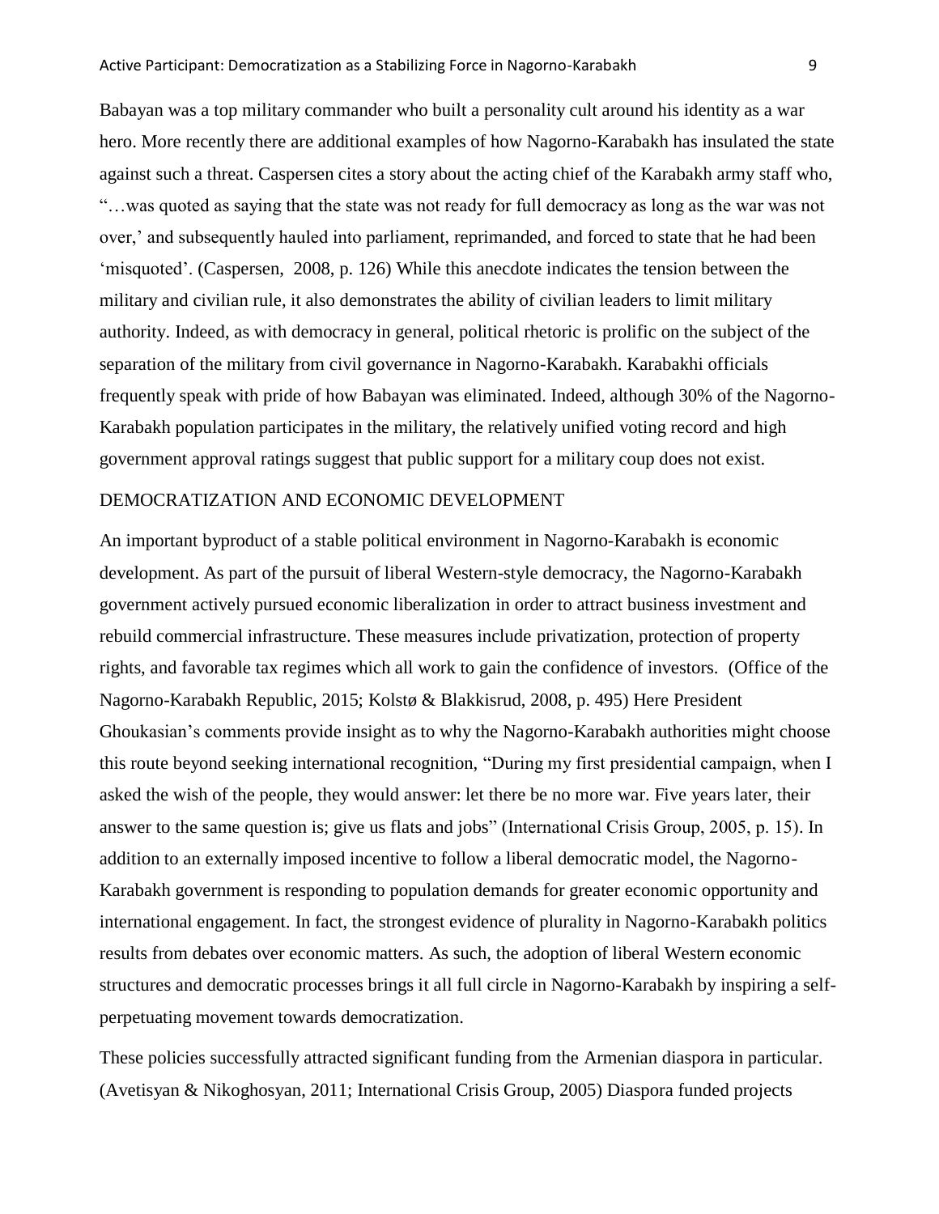Babayan was a top military commander who built a personality cult around his identity as a war hero. More recently there are additional examples of how Nagorno-Karabakh has insulated the state against such a threat. Caspersen cites a story about the acting chief of the Karabakh army staff who, "…was quoted as saying that the state was not ready for full democracy as long as the war was not over,' and subsequently hauled into parliament, reprimanded, and forced to state that he had been 'misquoted'. (Caspersen, 2008, p. 126) While this anecdote indicates the tension between the military and civilian rule, it also demonstrates the ability of civilian leaders to limit military authority. Indeed, as with democracy in general, political rhetoric is prolific on the subject of the separation of the military from civil governance in Nagorno-Karabakh. Karabakhi officials frequently speak with pride of how Babayan was eliminated. Indeed, although 30% of the Nagorno-Karabakh population participates in the military, the relatively unified voting record and high government approval ratings suggest that public support for a military coup does not exist.

## DEMOCRATIZATION AND ECONOMIC DEVELOPMENT

An important byproduct of a stable political environment in Nagorno-Karabakh is economic development. As part of the pursuit of liberal Western-style democracy, the Nagorno-Karabakh government actively pursued economic liberalization in order to attract business investment and rebuild commercial infrastructure. These measures include privatization, protection of property rights, and favorable tax regimes which all work to gain the confidence of investors. (Office of the Nagorno-Karabakh Republic, 2015; Kolstø & Blakkisrud, 2008, p. 495) Here President Ghoukasian's comments provide insight as to why the Nagorno-Karabakh authorities might choose this route beyond seeking international recognition, "During my first presidential campaign, when I asked the wish of the people, they would answer: let there be no more war. Five years later, their answer to the same question is; give us flats and jobs" (International Crisis Group, 2005, p. 15). In addition to an externally imposed incentive to follow a liberal democratic model, the Nagorno-Karabakh government is responding to population demands for greater economic opportunity and international engagement. In fact, the strongest evidence of plurality in Nagorno-Karabakh politics results from debates over economic matters. As such, the adoption of liberal Western economic structures and democratic processes brings it all full circle in Nagorno-Karabakh by inspiring a self-perpetuating movement towards democratization.

These policies successfully attracted significant funding from the Armenian diaspora in particular. (Avetisyan & Nikoghosyan, 2011; International Crisis Group, 2005) Diaspora funded projects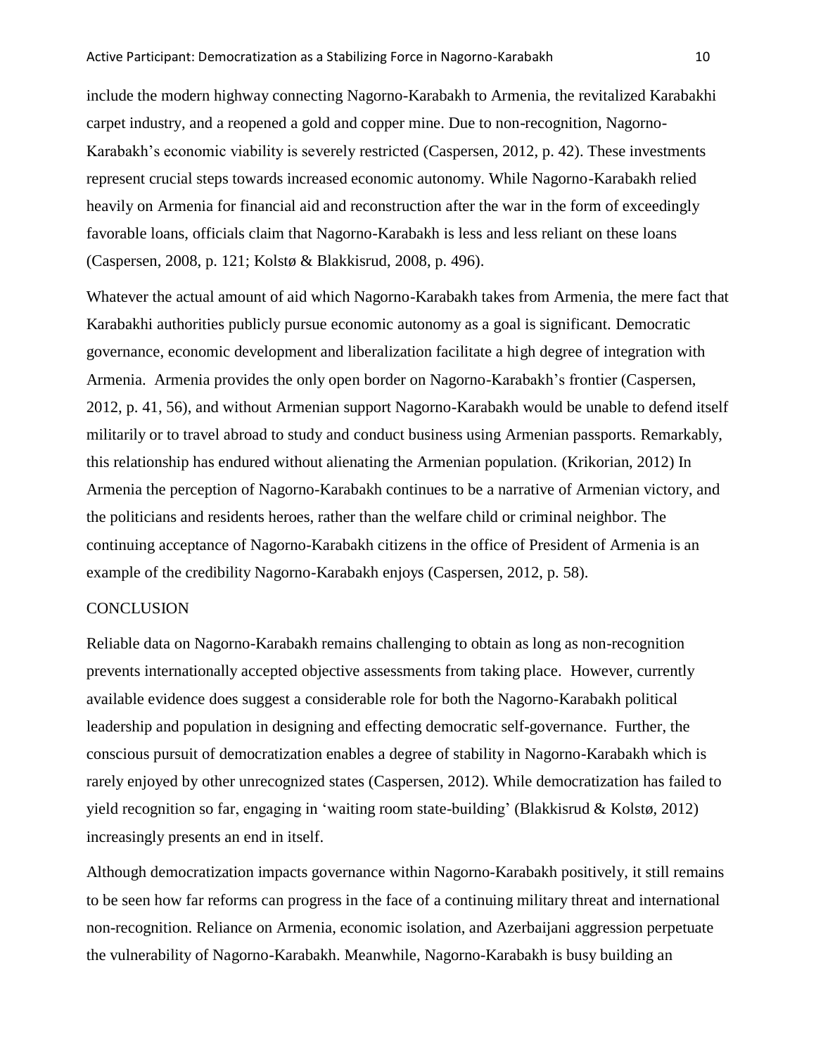include the modern highway connecting Nagorno-Karabakh to Armenia, the revitalized Karabakhi carpet industry, and a reopened a gold and copper mine. Due to non-recognition, Nagorno-Karabakh's economic viability is severely restricted (Caspersen, 2012, p. 42). These investments represent crucial steps towards increased economic autonomy. While Nagorno-Karabakh relied heavily on Armenia for financial aid and reconstruction after the war in the form of exceedingly favorable loans, officials claim that Nagorno-Karabakh is less and less reliant on these loans (Caspersen, 2008, p. 121; Kolstø & Blakkisrud, 2008, p. 496).

Whatever the actual amount of aid which Nagorno-Karabakh takes from Armenia, the mere fact that Karabakhi authorities publicly pursue economic autonomy as a goal is significant. Democratic governance, economic development and liberalization facilitate a high degree of integration with Armenia. Armenia provides the only open border on Nagorno-Karabakh's frontier (Caspersen, 2012, p. 41, 56), and without Armenian support Nagorno-Karabakh would be unable to defend itself militarily or to travel abroad to study and conduct business using Armenian passports. Remarkably, this relationship has endured without alienating the Armenian population. (Krikorian, 2012) In Armenia the perception of Nagorno-Karabakh continues to be a narrative of Armenian victory, and the politicians and residents heroes, rather than the welfare child or criminal neighbor. The continuing acceptance of Nagorno-Karabakh citizens in the office of President of Armenia is an example of the credibility Nagorno-Karabakh enjoys (Caspersen, 2012, p. 58).

## CONCLUSION

Reliable data on Nagorno-Karabakh remains challenging to obtain as long as non-recognition prevents internationally accepted objective assessments from taking place. However, currently available evidence does suggest a considerable role for both the Nagorno-Karabakh political leadership and population in designing and effecting democratic self-governance. Further, the conscious pursuit of democratization enables a degree of stability in Nagorno-Karabakh which is rarely enjoyed by other unrecognized states (Caspersen, 2012). While democratization has failed to yield recognition so far, engaging in 'waiting room state-building' (Blakkisrud & Kolstø, 2012) increasingly presents an end in itself.

Although democratization impacts governance within Nagorno-Karabakh positively, it still remains to be seen how far reforms can progress in the face of a continuing military threat and international non-recognition. Reliance on Armenia, economic isolation, and Azerbaijani aggression perpetuate the vulnerability of Nagorno-Karabakh. Meanwhile, Nagorno-Karabakh is busy building an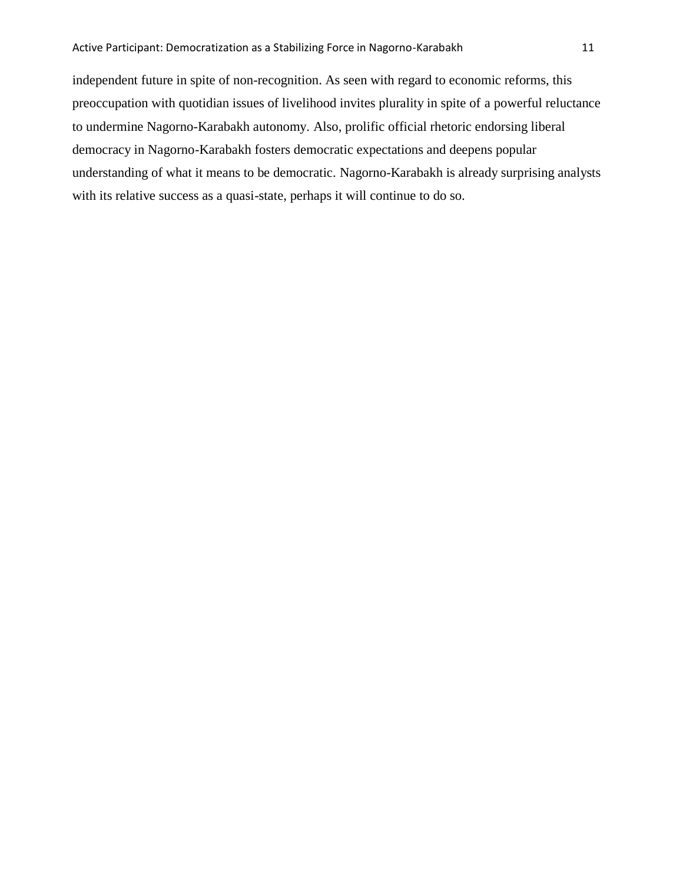independent future in spite of non-recognition. As seen with regard to economic reforms, this preoccupation with quotidian issues of livelihood invites plurality in spite of a powerful reluctance to undermine Nagorno-Karabakh autonomy. Also, prolific official rhetoric endorsing liberal democracy in Nagorno-Karabakh fosters democratic expectations and deepens popular understanding of what it means to be democratic. Nagorno-Karabakh is already surprising analysts with its relative success as a quasi-state, perhaps it will continue to do so.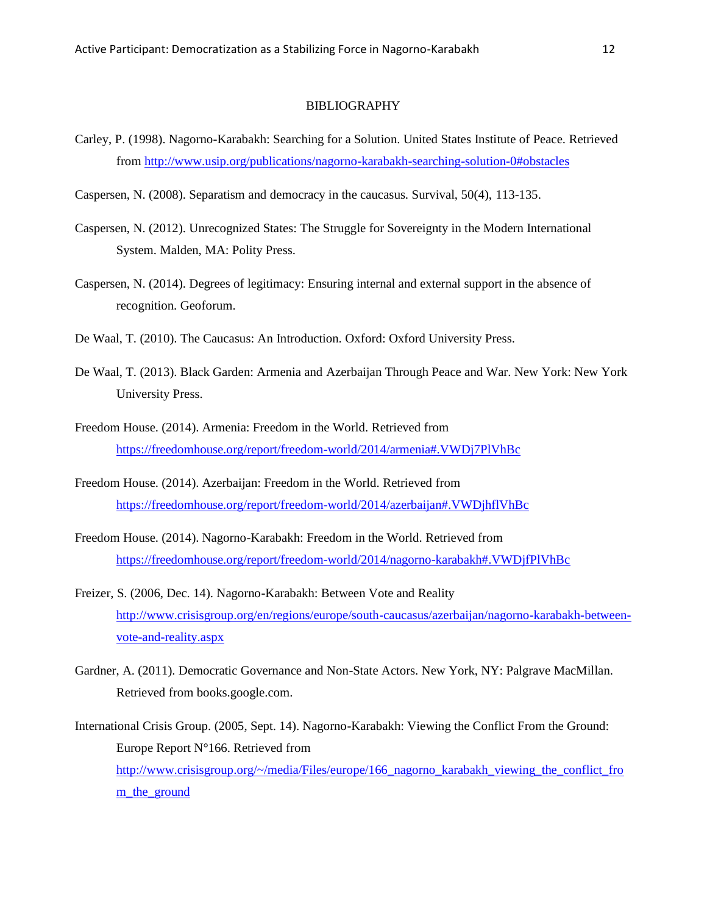# BIBLIOGRAPHY

Carley, P. (1998). Nagorno-Karabakh: Searching for a Solution. United States Institute of Peace. Retrieved from http://www.usip.org/publications/nagorno-karabakh-searching-solution-0#obstacles

Caspersen, N. (2008). Separatism and democracy in the caucasus. Survival, 50(4), 113-135.

Caspersen, N. (2012). Unrecognized States: The Struggle for Sovereignty in the Modern International System. Malden, MA: Polity Press.

Caspersen, N. (2014). Degrees of legitimacy: Ensuring internal and external support in the absence of recognition. Geoforum.

De Waal, T. (2010). The Caucasus: An Introduction. Oxford: Oxford University Press.

De Waal, T. (2013). Black Garden: Armenia and Azerbaijan Through Peace and War. New York: New York University Press.

Freedom House. (2014). Armenia: Freedom in the World. Retrieved from https://freedomhouse.org/report/freedom-world/2014/armenia#.VWDj7PlVhBc

Freedom House. (2014). Azerbaijan: Freedom in the World. Retrieved from https://freedomhouse.org/report/freedom-world/2014/azerbaijan#.VWDjhflVhBc

Freedom House. (2014). Nagorno-Karabakh: Freedom in the World. Retrieved from https://freedomhouse.org/report/freedom-world/2014/nagorno-karabakh#.VWDjfPlVhBc

Freizer, S. (2006, Dec. 14). Nagorno-Karabakh: Between Vote and Reality http://www.crisisgroup.org/en/regions/europe/south-caucasus/azerbaijan/nagorno-karabakh-between-vote-and-reality.aspx

Gardner, A. (2011). Democratic Governance and Non-State Actors. New York, NY: Palgrave MacMillan. Retrieved from books.google.com.

International Crisis Group. (2005, Sept. 14). Nagorno-Karabakh: Viewing the Conflict From the Ground: Europe Report N°166. Retrieved from http://www.crisisgroup.org/~/media/Files/europe/166_nagorno_karabakh_viewing_the_conflict_from_the_ground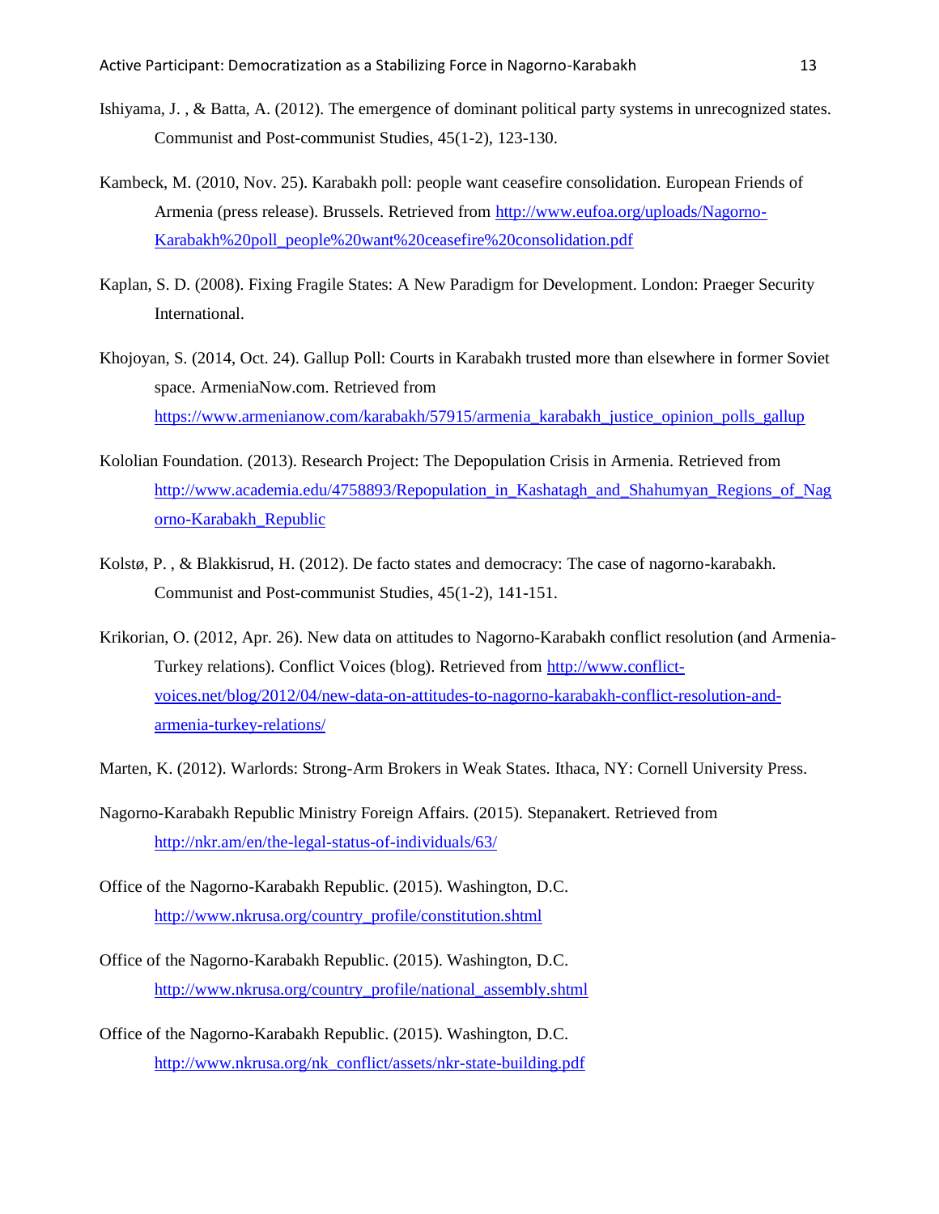Ishiyama, J. , & Batta, A. (2012). The emergence of dominant political party systems in unrecognized states. Communist and Post-communist Studies, 45(1-2), 123-130.

Kambeck, M. (2010, Nov. 25). Karabakh poll: people want ceasefire consolidation. European Friends of Armenia (press release). Brussels. Retrieved from http://www.eufoa.org/uploads/Nagorno-Karabakh%20poll_people%20want%20ceasefire%20consolidation.pdf

Kaplan, S. D. (2008). Fixing Fragile States: A New Paradigm for Development. London: Praeger Security International.

Khojoyan, S. (2014, Oct. 24). Gallup Poll: Courts in Karabakh trusted more than elsewhere in former Soviet space. ArmeniaNow.com. Retrieved from https://www.armenianow.com/karabakh/57915/armenia_karabakh_justice_opinion_polls_gallup

Kololian Foundation. (2013). Research Project: The Depopulation Crisis in Armenia. Retrieved from http://www.academia.edu/4758893/Repopulation_in_Kashatagh_and_Shahumyan_Regions_of_Nagorno-Karabakh_Republic

Kolstø, P. , & Blakkisrud, H. (2012). De facto states and democracy: The case of nagorno-karabakh. Communist and Post-communist Studies, 45(1-2), 141-151.

Krikorian, O. (2012, Apr. 26). New data on attitudes to Nagorno-Karabakh conflict resolution (and Armenia-Turkey relations). Conflict Voices (blog). Retrieved from http://www.conflict-voices.net/blog/2012/04/new-data-on-attitudes-to-nagorno-karabakh-conflict-resolution-and-armenia-turkey-relations/

Marten, K. (2012). Warlords: Strong-Arm Brokers in Weak States. Ithaca, NY: Cornell University Press.

Nagorno-Karabakh Republic Ministry Foreign Affairs. (2015). Stepanakert. Retrieved from http://nkr.am/en/the-legal-status-of-individuals/63/

Office of the Nagorno-Karabakh Republic. (2015). Washington, D.C. http://www.nkrusa.org/country_profile/constitution.shtml

Office of the Nagorno-Karabakh Republic. (2015). Washington, D.C. http://www.nkrusa.org/country_profile/national_assembly.shtml

Office of the Nagorno-Karabakh Republic. (2015). Washington, D.C. http://www.nkrusa.org/nk_conflict/assets/nkr-state-building.pdf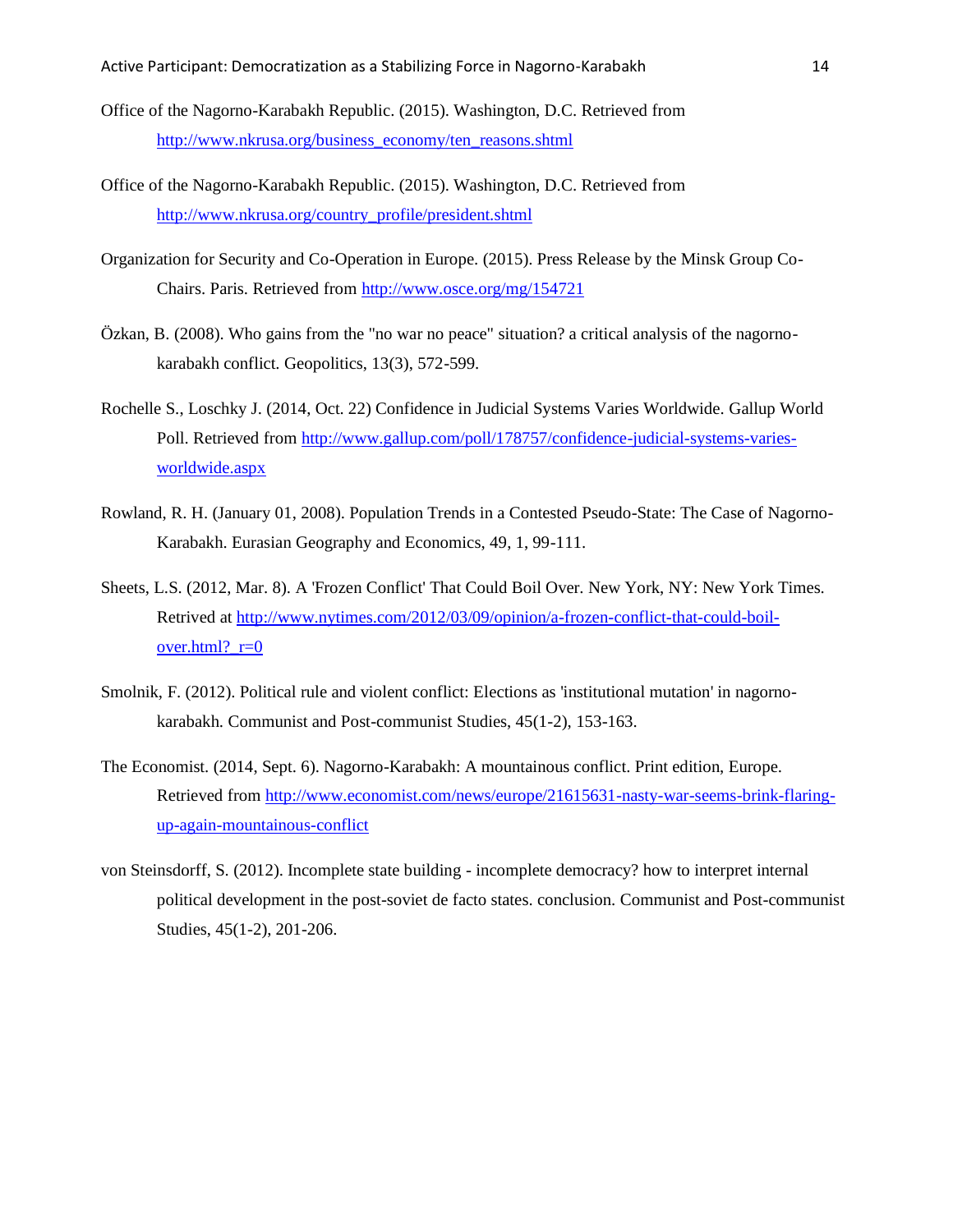Office of the Nagorno-Karabakh Republic. (2015). Washington, D.C. Retrieved from http://www.nkrusa.org/business_economy/ten_reasons.shtml

Office of the Nagorno-Karabakh Republic. (2015). Washington, D.C. Retrieved from http://www.nkrusa.org/country_profile/president.shtml

Organization for Security and Co-Operation in Europe. (2015). Press Release by the Minsk Group Co-Chairs. Paris. Retrieved from http://www.osce.org/mg/154721

Özkan, B. (2008). Who gains from the "no war no peace" situation? a critical analysis of the nagorno-karabakh conflict. Geopolitics, 13(3), 572-599.

Rochelle S., Loschky J. (2014, Oct. 22) Confidence in Judicial Systems Varies Worldwide. Gallup World Poll. Retrieved from http://www.gallup.com/poll/178757/confidence-judicial-systems-varies-worldwide.aspx

Rowland, R. H. (January 01, 2008). Population Trends in a Contested Pseudo-State: The Case of Nagorno-Karabakh. Eurasian Geography and Economics, 49, 1, 99-111.

Sheets, L.S. (2012, Mar. 8). A 'Frozen Conflict' That Could Boil Over. New York, NY: New York Times. Retrived at http://www.nytimes.com/2012/03/09/opinion/a-frozen-conflict-that-could-boil-over.html?_r=0

Smolnik, F. (2012). Political rule and violent conflict: Elections as 'institutional mutation' in nagorno-karabakh. Communist and Post-communist Studies, 45(1-2), 153-163.

The Economist. (2014, Sept. 6). Nagorno-Karabakh: A mountainous conflict. Print edition, Europe. Retrieved from http://www.economist.com/news/europe/21615631-nasty-war-seems-brink-flaring-up-again-mountainous-conflict

von Steinsdorff, S. (2012). Incomplete state building - incomplete democracy? how to interpret internal political development in the post-soviet de facto states. conclusion. Communist and Post-communist Studies, 45(1-2), 201-206.